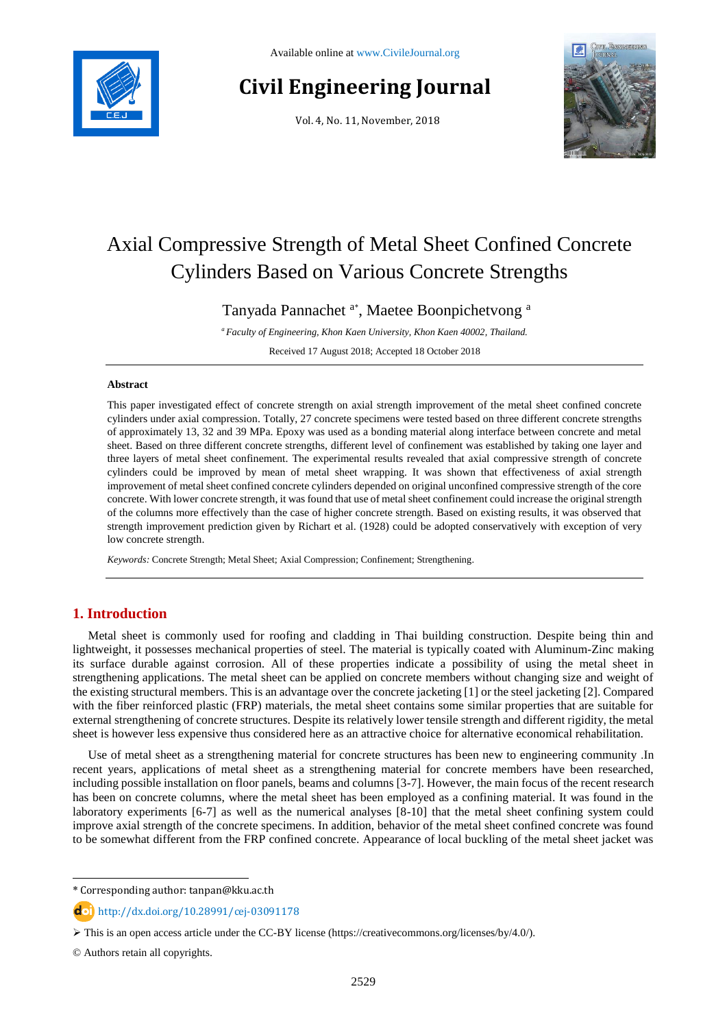# Axial Compressive Strength of Metal Sheet Confined Concrete Cylinders Based on Various Concrete Strengths

Tanyada Pannachet [a*], Maetee Boonpichetvong [a]

[a] *Faculty of Engineering, Khon Kaen University, Khon Kaen 40002, Thailand.*

Received 17 August 2018; Accepted 18 October 2018

## Abstract

This paper investigated effect of concrete strength on axial strength improvement of the metal sheet confined concrete cylinders under axial compression. Totally, 27 concrete specimens were tested based on three different concrete strengths of approximately 13, 32 and 39 MPa. Epoxy was used as a bonding material along interface between concrete and metal sheet. Based on three different concrete strengths, different level of confinement was established by taking one layer and three layers of metal sheet confinement. The experimental results revealed that axial compressive strength of concrete cylinders could be improved by mean of metal sheet wrapping. It was shown that effectiveness of axial strength improvement of metal sheet confined concrete cylinders depended on original unconfined compressive strength of the core concrete. With lower concrete strength, it was found that use of metal sheet confinement could increase the original strength of the columns more effectively than the case of higher concrete strength. Based on existing results, it was observed that strength improvement prediction given by Richart et al. (1928) could be adopted conservatively with exception of very low concrete strength.

*Keywords:* Concrete Strength; Metal Sheet; Axial Compression; Confinement; Strengthening.

## 1. Introduction

Metal sheet is commonly used for roofing and cladding in Thai building construction. Despite being thin and lightweight, it possesses mechanical properties of steel. The material is typically coated with Aluminum-Zinc making its surface durable against corrosion. All of these properties indicate a possibility of using the metal sheet in strengthening applications. The metal sheet can be applied on concrete members without changing size and weight of the existing structural members. This is an advantage over the concrete jacketing [1] or the steel jacketing [2]. Compared with the fiber reinforced plastic (FRP) materials, the metal sheet contains some similar properties that are suitable for external strengthening of concrete structures. Despite its relatively lower tensile strength and different rigidity, the metal sheet is however less expensive thus considered here as an attractive choice for alternative economical rehabilitation.

Use of metal sheet as a strengthening material for concrete structures has been new to engineering community .In recent years, applications of metal sheet as a strengthening material for concrete members have been researched, including possible installation on floor panels, beams and columns [3-7]. However, the main focus of the recent research has been on concrete columns, where the metal sheet has been employed as a confining material. It was found in the laboratory experiments [6-7] as well as the numerical analyses [8-10] that the metal sheet confining system could improve axial strength of the concrete specimens. In addition, behavior of the metal sheet confined concrete was found to be somewhat different from the FRP confined concrete. Appearance of local buckling of the metal sheet jacket was

---

* Corresponding author: tanpan@kku.ac.th

http://dx.doi.org/10.28991/cej-03091178

➢ This is an open access article under the CC-BY license (https://creativecommons.org/licenses/by/4.0/).

© Authors retain all copyrights.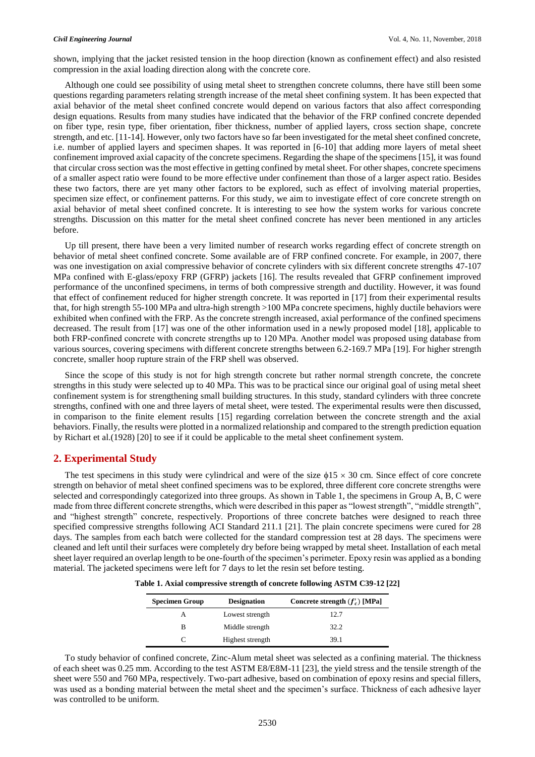shown, implying that the jacket resisted tension in the hoop direction (known as confinement effect) and also resisted compression in the axial loading direction along with the concrete core.

Although one could see possibility of using metal sheet to strengthen concrete columns, there have still been some questions regarding parameters relating strength increase of the metal sheet confining system. It has been expected that axial behavior of the metal sheet confined concrete would depend on various factors that also affect corresponding design equations. Results from many studies have indicated that the behavior of the FRP confined concrete depended on fiber type, resin type, fiber orientation, fiber thickness, number of applied layers, cross section shape, concrete strength, and etc. [11-14]. However, only two factors have so far been investigated for the metal sheet confined concrete, i.e. number of applied layers and specimen shapes. It was reported in [6-10] that adding more layers of metal sheet confinement improved axial capacity of the concrete specimens. Regarding the shape of the specimens [15], it was found that circular cross section was the most effective in getting confined by metal sheet. For other shapes, concrete specimens of a smaller aspect ratio were found to be more effective under confinement than those of a larger aspect ratio. Besides these two factors, there are yet many other factors to be explored, such as effect of involving material properties, specimen size effect, or confinement patterns. For this study, we aim to investigate effect of core concrete strength on axial behavior of metal sheet confined concrete. It is interesting to see how the system works for various concrete strengths. Discussion on this matter for the metal sheet confined concrete has never been mentioned in any articles before.

Up till present, there have been a very limited number of research works regarding effect of concrete strength on behavior of metal sheet confined concrete. Some available are of FRP confined concrete. For example, in 2007, there was one investigation on axial compressive behavior of concrete cylinders with six different concrete strengths 47-107 MPa confined with E-glass/epoxy FRP (GFRP) jackets [16]. The results revealed that GFRP confinement improved performance of the unconfined specimens, in terms of both compressive strength and ductility. However, it was found that effect of confinement reduced for higher strength concrete. It was reported in [17] from their experimental results that, for high strength 55-100 MPa and ultra-high strength >100 MPa concrete specimens, highly ductile behaviors were exhibited when confined with the FRP. As the concrete strength increased, axial performance of the confined specimens decreased. The result from [17] was one of the other information used in a newly proposed model [18], applicable to both FRP-confined concrete with concrete strengths up to 120 MPa. Another model was proposed using database from various sources, covering specimens with different concrete strengths between 6.2-169.7 MPa [19]. For higher strength concrete, smaller hoop rupture strain of the FRP shell was observed.

Since the scope of this study is not for high strength concrete but rather normal strength concrete, the concrete strengths in this study were selected up to 40 MPa. This was to be practical since our original goal of using metal sheet confinement system is for strengthening small building structures. In this study, standard cylinders with three concrete strengths, confined with one and three layers of metal sheet, were tested. The experimental results were then discussed, in comparison to the finite element results [15] regarding correlation between the concrete strength and the axial behaviors. Finally, the results were plotted in a normalized relationship and compared to the strength prediction equation by Richart et al.(1928) [20] to see if it could be applicable to the metal sheet confinement system.

## 2. Experimental Study

The test specimens in this study were cylindrical and were of the size $\phi 15 \times 30$ cm. Since effect of core concrete strength on behavior of metal sheet confined specimens was to be explored, three different core concrete strengths were selected and correspondingly categorized into three groups. As shown in Table 1, the specimens in Group A, B, C were made from three different concrete strengths, which were described in this paper as "lowest strength", "middle strength", and "highest strength" concrete, respectively. Proportions of three concrete batches were designed to reach three specified compressive strengths following ACI Standard 211.1 [21]. The plain concrete specimens were cured for 28 days. The samples from each batch were collected for the standard compression test at 28 days. The specimens were cleaned and left until their surfaces were completely dry before being wrapped by metal sheet. Installation of each metal sheet layer required an overlap length to be one-fourth of the specimen's perimeter. Epoxy resin was applied as a bonding material. The jacketed specimens were left for 7 days to let the resin set before testing.

**Table 1. Axial compressive strength of concrete following ASTM C39-12 [22]**

| Specimen Group | Designation | Concrete strength ($f'_c$) [MPa] |
|---|---|---|
| A | Lowest strength | 12.7 |
| B | Middle strength | 32.2 |
| C | Highest strength | 39.1 |

To study behavior of confined concrete, Zinc-Alum metal sheet was selected as a confining material. The thickness of each sheet was 0.25 mm. According to the test ASTM E8/E8M-11 [23], the yield stress and the tensile strength of the sheet were 550 and 760 MPa, respectively. Two-part adhesive, based on combination of epoxy resins and special fillers, was used as a bonding material between the metal sheet and the specimen's surface. Thickness of each adhesive layer was controlled to be uniform.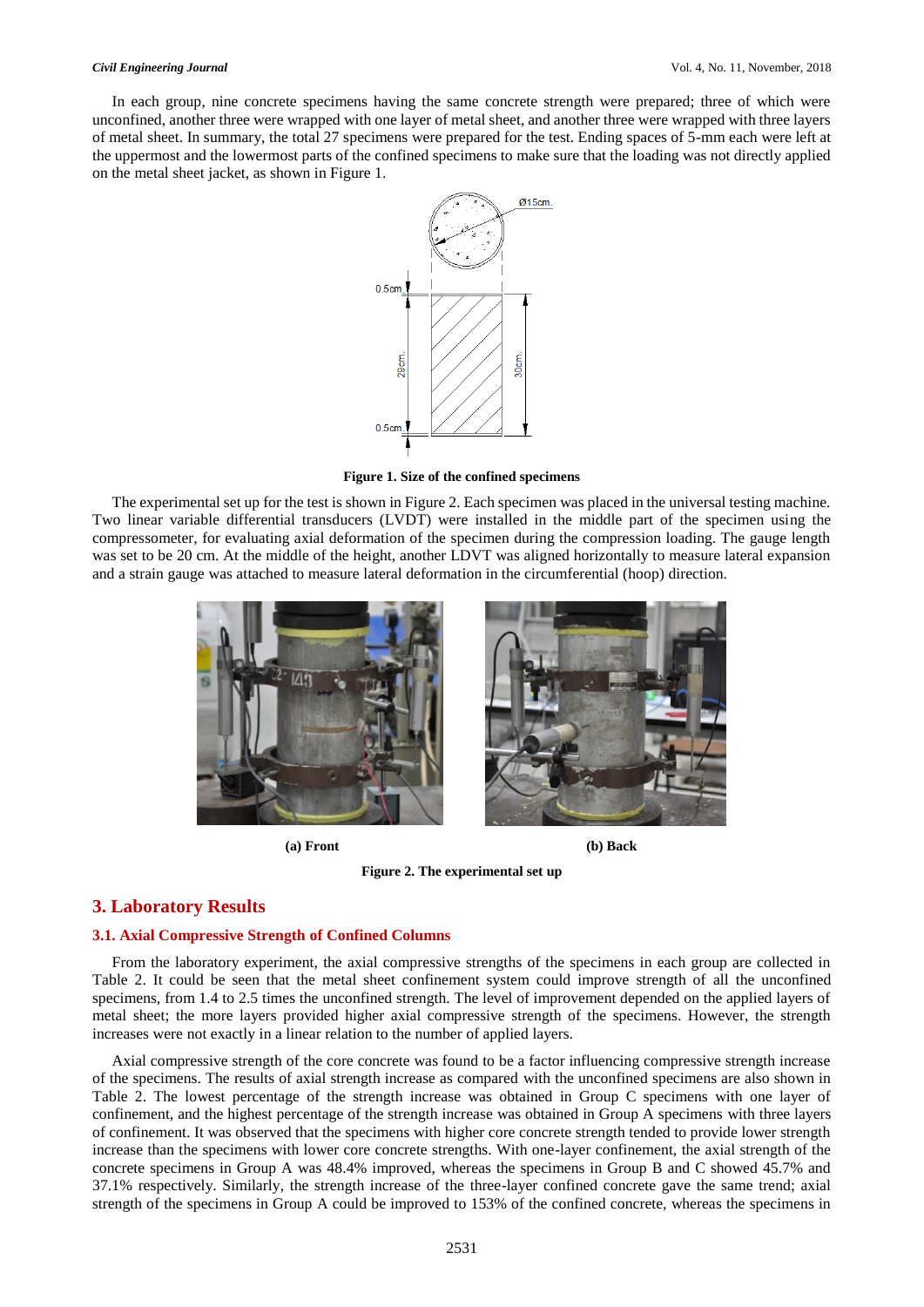In each group, nine concrete specimens having the same concrete strength were prepared; three of which were unconfined, another three were wrapped with one layer of metal sheet, and another three were wrapped with three layers of metal sheet. In summary, the total 27 specimens were prepared for the test. Ending spaces of 5-mm each were left at the uppermost and the lowermost parts of the confined specimens to make sure that the loading was not directly applied on the metal sheet jacket, as shown in Figure 1.

**Figure 1. Size of the confined specimens**

The experimental set up for the test is shown in Figure 2. Each specimen was placed in the universal testing machine. Two linear variable differential transducers (LVDT) were installed in the middle part of the specimen using the compressometer, for evaluating axial deformation of the specimen during the compression loading. The gauge length was set to be 20 cm. At the middle of the height, another LDVT was aligned horizontally to measure lateral expansion and a strain gauge was attached to measure lateral deformation in the circumferential (hoop) direction.

**(a) Front** **(b) Back**

**Figure 2. The experimental set up**

## 3. Laboratory Results

### 3.1. Axial Compressive Strength of Confined Columns

From the laboratory experiment, the axial compressive strengths of the specimens in each group are collected in Table 2. It could be seen that the metal sheet confinement system could improve strength of all the unconfined specimens, from 1.4 to 2.5 times the unconfined strength. The level of improvement depended on the applied layers of metal sheet; the more layers provided higher axial compressive strength of the specimens. However, the strength increases were not exactly in a linear relation to the number of applied layers.

Axial compressive strength of the core concrete was found to be a factor influencing compressive strength increase of the specimens. The results of axial strength increase as compared with the unconfined specimens are also shown in Table 2. The lowest percentage of the strength increase was obtained in Group C specimens with one layer of confinement, and the highest percentage of the strength increase was obtained in Group A specimens with three layers of confinement. It was observed that the specimens with higher core concrete strength tended to provide lower strength increase than the specimens with lower core concrete strengths. With one-layer confinement, the axial strength of the concrete specimens in Group A was 48.4% improved, whereas the specimens in Group B and C showed 45.7% and 37.1% respectively. Similarly, the strength increase of the three-layer confined concrete gave the same trend; axial strength of the specimens in Group A could be improved to 153% of the confined concrete, whereas the specimens in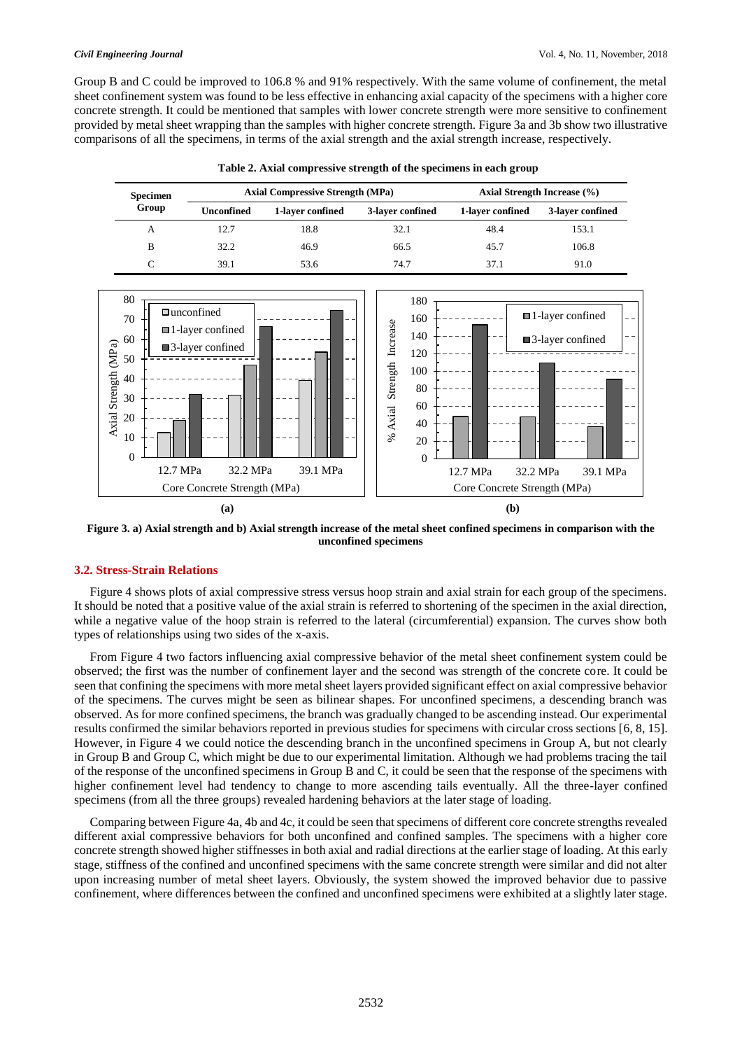Group B and C could be improved to 106.8 % and 91% respectively. With the same volume of confinement, the metal sheet confinement system was found to be less effective in enhancing axial capacity of the specimens with a higher core concrete strength. It could be mentioned that samples with lower concrete strength were more sensitive to confinement provided by metal sheet wrapping than the samples with higher concrete strength. Figure 3a and 3b show two illustrative comparisons of all the specimens, in terms of the axial strength and the axial strength increase, respectively.

**Table 2. Axial compressive strength of the specimens in each group**

| Specimen Group | Axial Compressive Strength (MPa) | | | Axial Strength Increase (%) | |
|---|---|---|---|---|---|
| | Unconfined | 1-layer confined | 3-layer confined | 1-layer confined | 3-layer confined |
| A | 12.7 | 18.8 | 32.1 | 48.4 | 153.1 |
| B | 32.2 | 46.9 | 66.5 | 45.7 | 106.8 |
| C | 39.1 | 53.6 | 74.7 | 37.1 | 91.0 |

**Figure 3. a) Axial strength and b) Axial strength increase of the metal sheet confined specimens in comparison with the unconfined specimens**

### 3.2. Stress-Strain Relations

Figure 4 shows plots of axial compressive stress versus hoop strain and axial strain for each group of the specimens. It should be noted that a positive value of the axial strain is referred to shortening of the specimen in the axial direction, while a negative value of the hoop strain is referred to the lateral (circumferential) expansion. The curves show both types of relationships using two sides of the x-axis.

From Figure 4 two factors influencing axial compressive behavior of the metal sheet confinement system could be observed; the first was the number of confinement layer and the second was strength of the concrete core. It could be seen that confining the specimens with more metal sheet layers provided significant effect on axial compressive behavior of the specimens. The curves might be seen as bilinear shapes. For unconfined specimens, a descending branch was observed. As for more confined specimens, the branch was gradually changed to be ascending instead. Our experimental results confirmed the similar behaviors reported in previous studies for specimens with circular cross sections [6, 8, 15]. However, in Figure 4 we could notice the descending branch in the unconfined specimens in Group A, but not clearly in Group B and Group C, which might be due to our experimental limitation. Although we had problems tracing the tail of the response of the unconfined specimens in Group B and C, it could be seen that the response of the specimens with higher confinement level had tendency to change to more ascending tails eventually. All the three-layer confined specimens (from all the three groups) revealed hardening behaviors at the later stage of loading.

Comparing between Figure 4a, 4b and 4c, it could be seen that specimens of different core concrete strengths revealed different axial compressive behaviors for both unconfined and confined samples. The specimens with a higher core concrete strength showed higher stiffnesses in both axial and radial directions at the earlier stage of loading. At this early stage, stiffness of the confined and unconfined specimens with the same core concrete strength were similar and did not alter upon increasing number of metal sheet layers. Obviously, the system showed the improved behavior due to passive confinement, where differences between the confined and unconfined specimens were exhibited at a slightly later stage.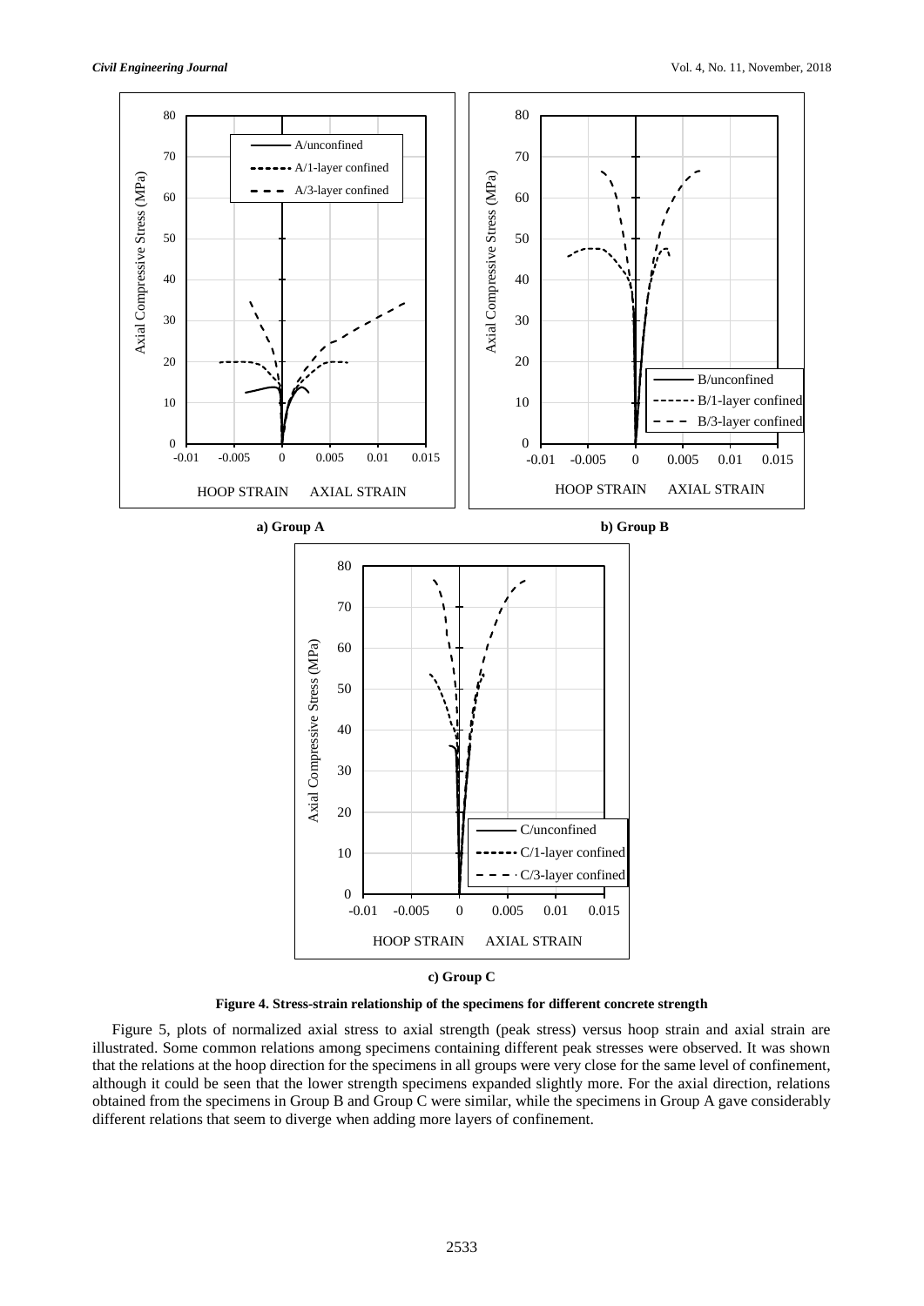a) Group A

b) Group B

c) Group C

**Figure 4. Stress-strain relationship of the specimens for different concrete strength**

Figure 5, plots of normalized axial stress to axial strength (peak stress) versus hoop strain and axial strain are illustrated. Some common relations among specimens containing different peak stresses were observed. It was shown that the relations at the hoop direction for the specimens in all groups were very close for the same level of confinement, although it could be seen that the lower strength specimens expanded slightly more. For the axial direction, relations obtained from the specimens in Group B and Group C were similar, while the specimens in Group A gave considerably different relations that seem to diverge when adding more layers of confinement.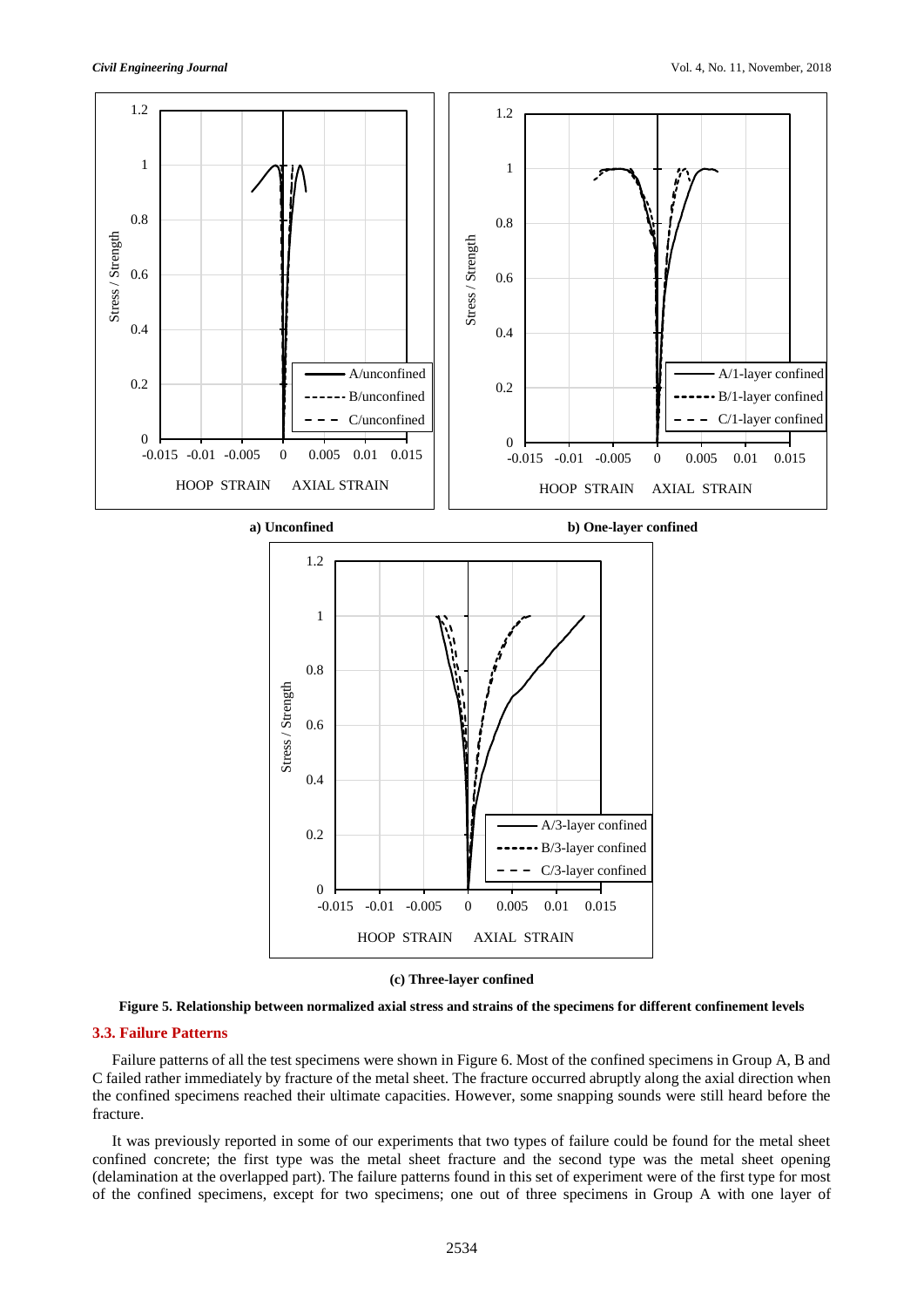a) Unconfined

b) One-layer confined

(c) Three-layer confined

**Figure 5. Relationship between normalized axial stress and strains of the specimens for different confinement levels**

### 3.3. Failure Patterns

Failure patterns of all the test specimens were shown in Figure 6. Most of the confined specimens in Group A, B and C failed rather immediately by fracture of the metal sheet. The fracture occurred abruptly along the axial direction when the confined specimens reached their ultimate capacities. However, some snapping sounds were still heard before the fracture.

It was previously reported in some of our experiments that two types of failure could be found for the metal sheet confined concrete; the first type was the metal sheet fracture and the second type was the metal sheet opening (delamination at the overlapped part). The failure patterns found in this set of experiment were of the first type for most of the confined specimens, except for two specimens; one out of three specimens in Group A with one layer of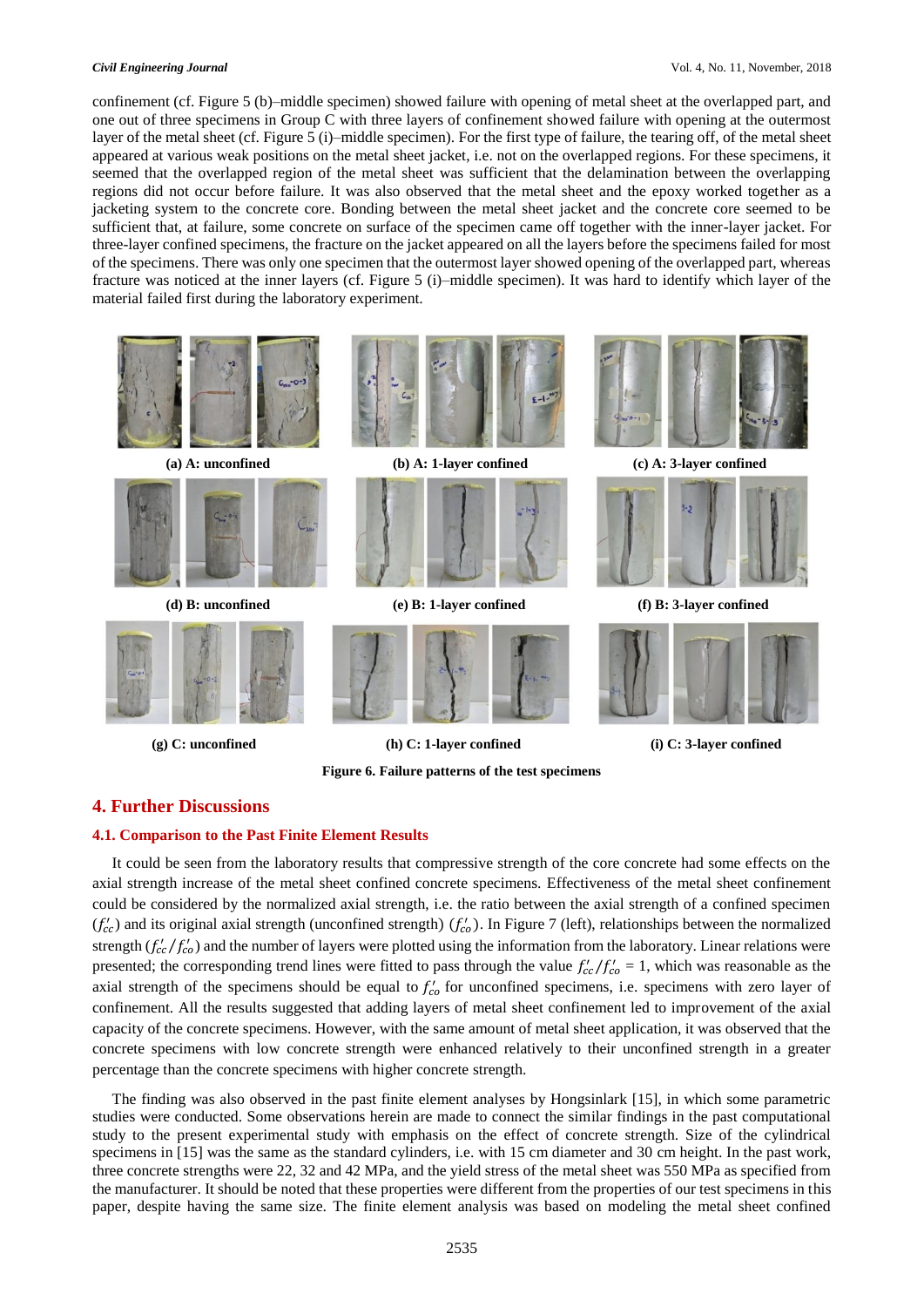confinement (cf. Figure 5 (b)–middle specimen) showed failure with opening of metal sheet at the overlapped part, and one out of three specimens in Group C with three layers of confinement showed failure with opening at the outermost layer of the metal sheet (cf. Figure 5 (i)–middle specimen). For the first type of failure, the tearing off, of the metal sheet appeared at various weak positions on the metal sheet jacket, i.e. not on the overlapped regions. For these specimens, it seemed that the overlapped region of the metal sheet was sufficient that the delamination between the overlapping regions did not occur before failure. It was also observed that the metal sheet and the epoxy worked together as a jacketing system to the concrete core. Bonding between the metal sheet jacket and the concrete core seemed to be sufficient that, at failure, some concrete on surface of the specimen came off together with the inner-layer jacket. For three-layer confined specimens, the fracture on the jacket appeared on all the layers before the specimens failed for most of the specimens. There was only one specimen that the outermost layer showed opening of the overlapped part, whereas fracture was noticed at the inner layers (cf. Figure 5 (i)–middle specimen). It was hard to identify which layer of the material failed first during the laboratory experiment.

(a) A: unconfined

(b) A: 1-layer confined

(c) A: 3-layer confined

(d) B: unconfined

(e) B: 1-layer confined

(f) B: 3-layer confined

(g) C: unconfined

(h) C: 1-layer confined

(i) C: 3-layer confined

**Figure 6. Failure patterns of the test specimens**

## 4. Further Discussions

### 4.1. Comparison to the Past Finite Element Results

It could be seen from the laboratory results that compressive strength of the core concrete had some effects on the axial strength increase of the metal sheet confined concrete specimens. Effectiveness of the metal sheet confinement could be considered by the normalized axial strength, i.e. the ratio between the axial strength of a confined specimen ($f'_{cc}$) and its original axial strength (unconfined strength) ($f'_{co}$). In Figure 7 (left), relationships between the normalized strength ($f'_{cc}/f'_{co}$) and the number of layers were plotted using the information from the laboratory. Linear relations were presented; the corresponding trend lines were fitted to pass through the value $f'_{cc}/f'_{co}$ = 1, which was reasonable as the axial strength of the specimens should be equal to $f'_{co}$ for unconfined specimens, i.e. specimens with zero layer of confinement. All the results suggested that adding layers of metal sheet confinement led to improvement of the axial capacity of the concrete specimens. However, with the same amount of metal sheet application, it was observed that the concrete specimens with low concrete strength were enhanced relatively to their unconfined strength in a greater percentage than the concrete specimens with higher concrete strength.

The finding was also observed in the past finite element analyses by Hongsinlark [15], in which some parametric studies were conducted. Some observations herein are made to connect the similar findings in the past computational study to the present experimental study with emphasis on the effect of concrete strength. Size of the cylindrical specimens in [15] was the same as the standard cylinders, i.e. with 15 cm diameter and 30 cm height. In the past work, three concrete strengths were 22, 32 and 42 MPa, and the yield stress of the metal sheet was 550 MPa as specified from the manufacturer. It should be noted that these properties were different from the properties of our test specimens in this paper, despite having the same size. The finite element analysis was based on modeling the metal sheet confined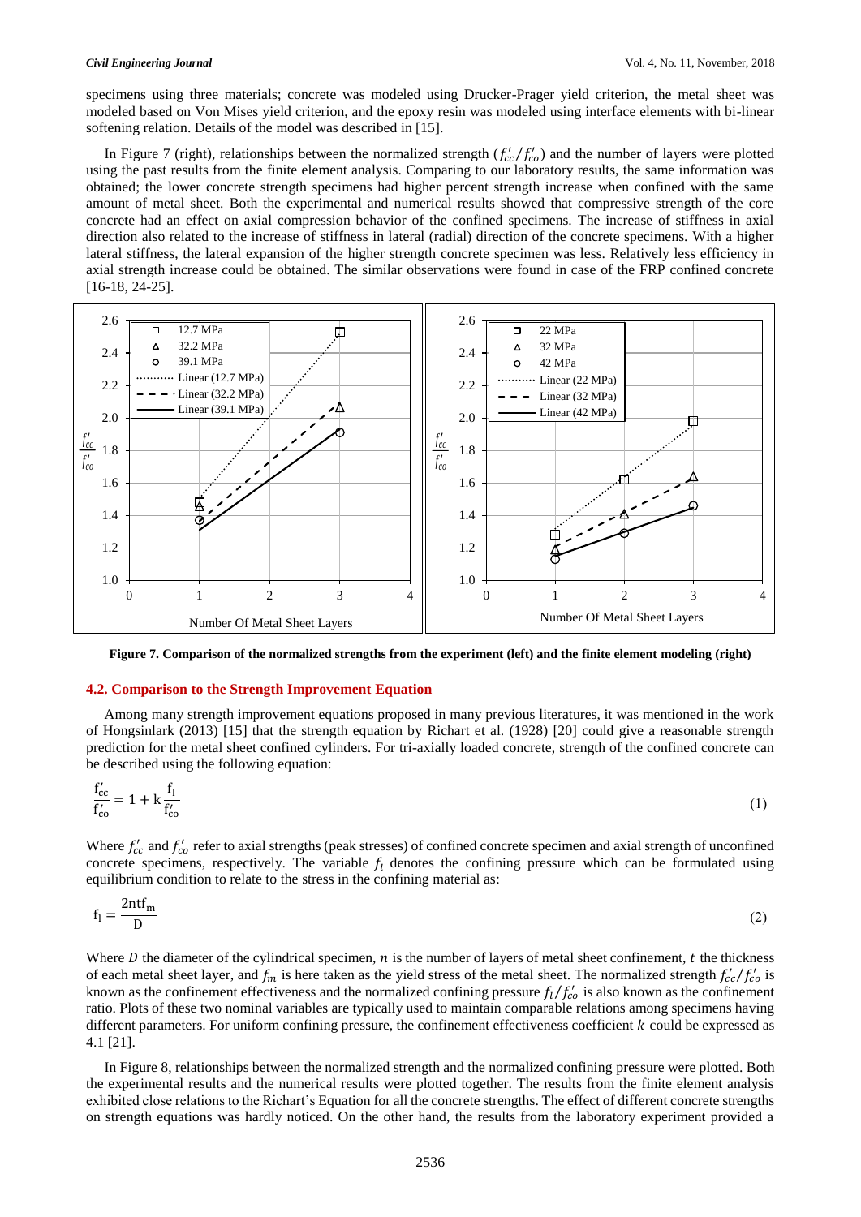specimens using three materials; concrete was modeled using Drucker-Prager yield criterion, the metal sheet was modeled based on Von Mises yield criterion, and the epoxy resin was modeled using interface elements with bi-linear softening relation. Details of the model was described in [15].

In Figure 7 (right), relationships between the normalized strength ($f'_{cc}/f'_{co}$) and the number of layers were plotted using the past results from the finite element analysis. Comparing to our laboratory results, the same information was obtained; the lower concrete strength specimens had higher percent strength increase when confined with the same amount of metal sheet. Both the experimental and numerical results showed that compressive strength of the core concrete had an effect on axial compression behavior of the confined specimens. The increase of stiffness in axial direction also related to the increase of stiffness in lateral (radial) direction of the concrete specimens. With a higher lateral stiffness, the lateral expansion of the higher strength concrete specimen was less. Relatively less efficiency in axial strength increase could be obtained. The similar observations were found in case of the FRP confined concrete [16-18, 24-25].

**Figure 7. Comparison of the normalized strengths from the experiment (left) and the finite element modeling (right)**

### 4.2. Comparison to the Strength Improvement Equation

Among many strength improvement equations proposed in many previous literatures, it was mentioned in the work of Hongsinlark (2013) [15] that the strength equation by Richart et al. (1928) [20] could give a reasonable strength prediction for the metal sheet confined cylinders. For tri-axially loaded concrete, strength of the confined concrete can be described using the following equation:

$$\frac{f'_{cc}}{f'_{co}} = 1 + k\frac{f_l}{f'_{co}} \tag{1}$$

Where $f'_{cc}$ and $f'_{co}$ refer to axial strengths (peak stresses) of confined concrete specimen and axial strength of unconfined concrete specimens, respectively. The variable $f_l$ denotes the confining pressure which can be formulated using equilibrium condition to relate to the stress in the confining material as:

$$f_l = \frac{2ntf_m}{D} \tag{2}$$

Where $D$ the diameter of the cylindrical specimen, $n$ is the number of layers of metal sheet confinement, $t$ the thickness of each metal sheet layer, and $f_m$ is here taken as the yield stress of the metal sheet. The normalized strength $f'_{cc}/f'_{co}$ is known as the confinement effectiveness and the normalized confining pressure $f_l/f'_{co}$ is also known as the confinement ratio. Plots of these two nominal variables are typically used to maintain comparable relations among specimens having different parameters. For uniform confining pressure, the confinement effectiveness coefficient $k$ could be expressed as 4.1 [21].

In Figure 8, relationships between the normalized strength and the normalized confining pressure were plotted. Both the experimental results and the numerical results were plotted together. The results from the finite element analysis exhibited close relations to the Richart's Equation for all the concrete strengths. The effect of different concrete strengths on strength equations was hardly noticed. On the other hand, the results from the laboratory experiment provided a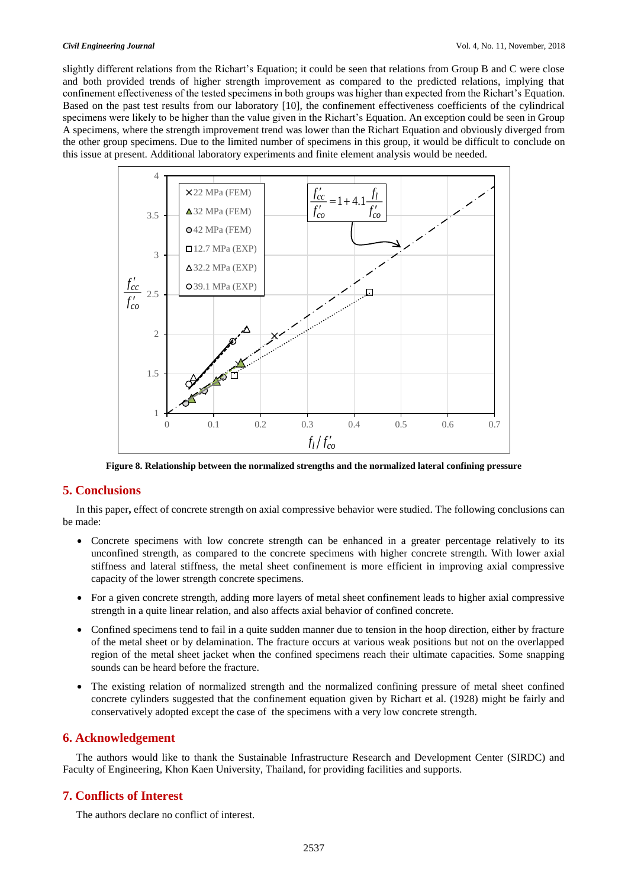slightly different relations from the Richart's Equation; it could be seen that relations from Group B and C were close and both provided trends of higher strength improvement as compared to the predicted relations, implying that confinement effectiveness of the tested specimens in both groups was higher than expected from the Richart's Equation. Based on the past test results from our laboratory [10], the confinement effectiveness coefficients of the cylindrical specimens were likely to be higher than the value given in the Richart's Equation. An exception could be seen in Group A specimens, where the strength improvement trend was lower than the Richart Equation and obviously diverged from the other group specimens. Due to the limited number of specimens in this group, it would be difficult to conclude on this issue at present. Additional laboratory experiments and finite element analysis would be needed.

**Figure 8. Relationship between the normalized strengths and the normalized lateral confining pressure**

## 5. Conclusions

In this paper, effect of concrete strength on axial compressive behavior were studied. The following conclusions can be made:

- Concrete specimens with low concrete strength can be enhanced in a greater percentage relatively to its unconfined strength, as compared to the concrete specimens with higher concrete strength. With lower axial stiffness and lateral stiffness, the metal sheet confinement is more efficient in improving axial compressive capacity of the lower strength concrete specimens.
- For a given concrete strength, adding more layers of metal sheet confinement leads to higher axial compressive strength in a quite linear relation, and also affects axial behavior of confined concrete.
- Confined specimens tend to fail in a quite sudden manner due to tension in the hoop direction, either by fracture of the metal sheet or by delamination. The fracture occurs at various weak positions but not on the overlapped region of the metal sheet jacket when the confined specimens reach their ultimate capacities. Some snapping sounds can be heard before the fracture.
- The existing relation of normalized strength and the normalized confining pressure of metal sheet confined concrete cylinders suggested that the confinement equation given by Richart et al. (1928) might be fairly and conservatively adopted except the case of the specimens with a very low concrete strength.

## 6. Acknowledgement

The authors would like to thank the Sustainable Infrastructure Research and Development Center (SIRDC) and Faculty of Engineering, Khon Kaen University, Thailand, for providing facilities and supports.

## 7. Conflicts of Interest

The authors declare no conflict of interest.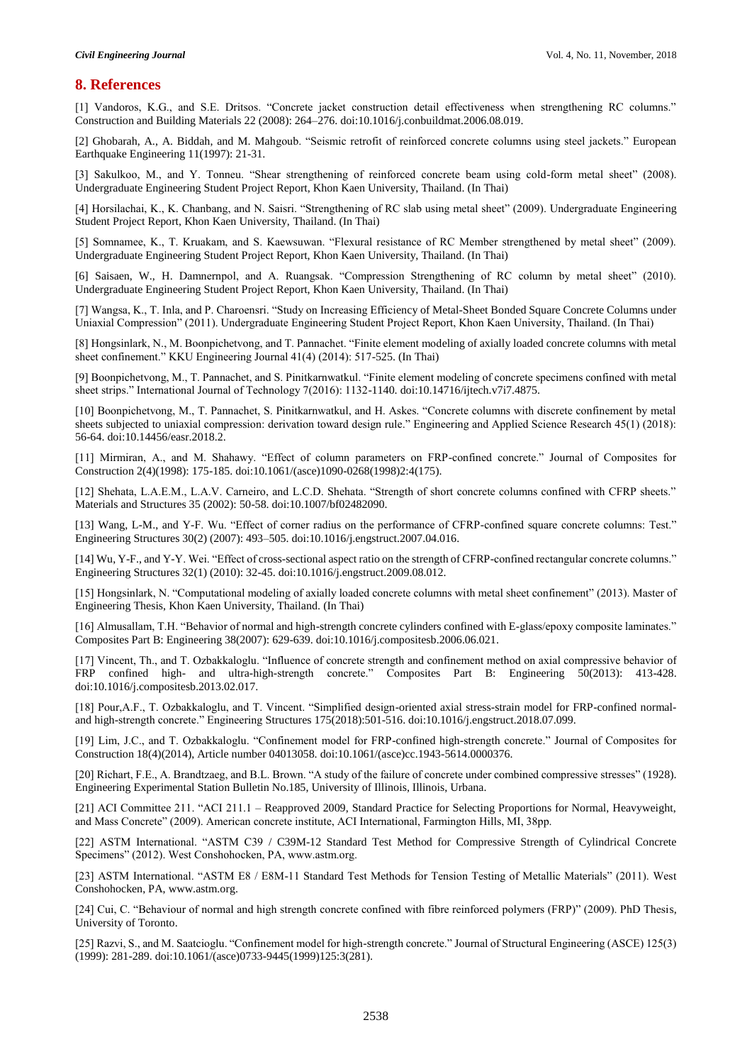## 8. References

[1] Vandoros, K.G., and S.E. Dritsos. "Concrete jacket construction detail effectiveness when strengthening RC columns." Construction and Building Materials 22 (2008): 264–276. doi:10.1016/j.conbuildmat.2006.08.019.

[2] Ghobarah, A., A. Biddah, and M. Mahgoub. "Seismic retrofit of reinforced concrete columns using steel jackets." European Earthquake Engineering 11(1997): 21-31.

[3] Sakulkoo, M., and Y. Tonneu. "Shear strengthening of reinforced concrete beam using cold-form metal sheet" (2008). Undergraduate Engineering Student Project Report, Khon Kaen University, Thailand. (In Thai)

[4] Horsilachai, K., K. Chanbang, and N. Saisri. "Strengthening of RC slab using metal sheet" (2009). Undergraduate Engineering Student Project Report, Khon Kaen University, Thailand. (In Thai)

[5] Somnamee, K., T. Kruakam, and S. Kaewsuwan. "Flexural resistance of RC Member strengthened by metal sheet" (2009). Undergraduate Engineering Student Project Report, Khon Kaen University, Thailand. (In Thai)

[6] Saisaen, W., H. Damnernpol, and A. Ruangsak. "Compression Strengthening of RC column by metal sheet" (2010). Undergraduate Engineering Student Project Report, Khon Kaen University, Thailand. (In Thai)

[7] Wangsa, K., T. Inla, and P. Charoensri. "Study on Increasing Efficiency of Metal-Sheet Bonded Square Concrete Columns under Uniaxial Compression" (2011). Undergraduate Engineering Student Project Report, Khon Kaen University, Thailand. (In Thai)

[8] Hongsinlark, N., M. Boonpichetvong, and T. Pannachet. "Finite element modeling of axially loaded concrete columns with metal sheet confinement." KKU Engineering Journal 41(4) (2014): 517-525. (In Thai)

[9] Boonpichetvong, M., T. Pannachet, and S. Pinitkarnwatkul. "Finite element modeling of concrete specimens confined with metal sheet strips." International Journal of Technology 7(2016): 1132-1140. doi:10.14716/ijtech.v7i7.4875.

[10] Boonpichetvong, M., T. Pannachet, S. Pinitkarnwatkul, and H. Askes. "Concrete columns with discrete confinement by metal sheets subjected to uniaxial compression: derivation toward design rule." Engineering and Applied Science Research 45(1) (2018): 56-64. doi:10.14456/easr.2018.2.

[11] Mirmiran, A., and M. Shahawy. "Effect of column parameters on FRP-confined concrete." Journal of Composites for Construction 2(4)(1998): 175-185. doi:10.1061/(asce)1090-0268(1998)2:4(175).

[12] Shehata, L.A.E.M., L.A.V. Carneiro, and L.C.D. Shehata. "Strength of short concrete columns confined with CFRP sheets." Materials and Structures 35 (2002): 50-58. doi:10.1007/bf02482090.

[13] Wang, L-M., and Y-F. Wu. "Effect of corner radius on the performance of CFRP-confined square concrete columns: Test." Engineering Structures 30(2) (2007): 493–505. doi:10.1016/j.engstruct.2007.04.016.

[14] Wu, Y-F., and Y-Y. Wei. "Effect of cross-sectional aspect ratio on the strength of CFRP-confined rectangular concrete columns." Engineering Structures 32(1) (2010): 32-45. doi:10.1016/j.engstruct.2009.08.012.

[15] Hongsinlark, N. "Computational modeling of axially loaded concrete columns with metal sheet confinement" (2013). Master of Engineering Thesis, Khon Kaen University, Thailand. (In Thai)

[16] Almusallam, T.H. "Behavior of normal and high-strength concrete cylinders confined with E-glass/epoxy composite laminates." Composites Part B: Engineering 38(2007): 629-639. doi:10.1016/j.compositesb.2006.06.021.

[17] Vincent, Th., and T. Ozbakkaloglu. "Influence of concrete strength and confinement method on axial compressive behavior of FRP confined high- and ultra-high-strength concrete." Composites Part B: Engineering 50(2013): 413-428. doi:10.1016/j.compositesb.2013.02.017.

[18] Pour,A.F., T. Ozbakkaloglu, and T. Vincent. "Simplified design-oriented axial stress-strain model for FRP-confined normal-and high-strength concrete." Engineering Structures 175(2018):501-516. doi:10.1016/j.engstruct.2018.07.099.

[19] Lim, J.C., and T. Ozbakkaloglu. "Confinement model for FRP-confined high-strength concrete." Journal of Composites for Construction 18(4)(2014), Article number 04013058. doi:10.1061/(asce)cc.1943-5614.0000376.

[20] Richart, F.E., A. Brandtzaeg, and B.L. Brown. "A study of the failure of concrete under combined compressive stresses" (1928). Engineering Experimental Station Bulletin No.185, University of Illinois, Illinois, Urbana.

[21] ACI Committee 211. "ACI 211.1 – Reapproved 2009, Standard Practice for Selecting Proportions for Normal, Heavyweight, and Mass Concrete" (2009). American concrete institute, ACI International, Farmington Hills, MI, 38pp.

[22] ASTM International. "ASTM C39 / C39M-12 Standard Test Method for Compressive Strength of Cylindrical Concrete Specimens" (2012). West Conshohocken, PA, www.astm.org.

[23] ASTM International. "ASTM E8 / E8M-11 Standard Test Methods for Tension Testing of Metallic Materials" (2011). West Conshohocken, PA, www.astm.org.

[24] Cui, C. "Behaviour of normal and high strength concrete confined with fibre reinforced polymers (FRP)" (2009). PhD Thesis, University of Toronto.

[25] Razvi, S., and M. Saatcioglu. "Confinement model for high-strength concrete." Journal of Structural Engineering (ASCE) 125(3) (1999): 281-289. doi:10.1061/(asce)0733-9445(1999)125:3(281).